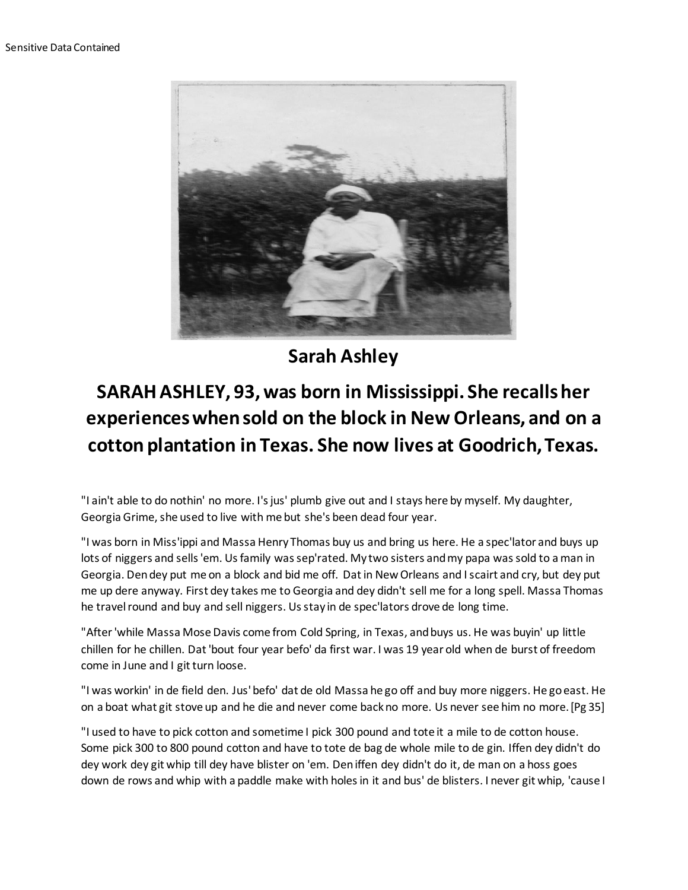Sensitive Data Contained

## Sarah Ashley

## SARAH ASHLEY, 93, was born in Mississippi. She recalls her experiences when sold on the block in New Orleans, and on a cotton plantation in Texas. She now lives at Goodrich, Texas.

"I ain't able to do nothin' no more. I's jus' plumb give out and I stays here by myself. My daughter, Georgia Grime, she used to live with me but she's been dead four year.

"I was born in Miss'ippi and Massa Henry Thomas buy us and bring us here. He a spec'lator and buys up lots of niggers and sells 'em. Us family was sep'rated. My two sisters and my papa was sold to a man in Georgia. Den dey put me on a block and bid me off. Dat in New Orleans and I scairt and cry, but dey put me up dere anyway. First dey takes me to Georgia and dey didn't sell me for a long spell. Massa Thomas he travel round and buy and sell niggers. Us stay in de spec'lators drove de long time.

"After 'while Massa Mose Davis come from Cold Spring, in Texas, and buys us. He was buyin' up little chillen for he chillen. Dat 'bout four year befo' da first war. I was 19 year old when de burst of freedom come in June and I git turn loose.

"I was workin' in de field den. Jus' befo' dat de old Massa he go off and buy more niggers. He go east. He on a boat what git stove up and he die and never come back no more. Us never see him no more. [Pg 35]

"I used to have to pick cotton and sometime I pick 300 pound and tote it a mile to de cotton house. Some pick 300 to 800 pound cotton and have to tote de bag de whole mile to de gin. Iffen dey didn't do dey work dey git whip till dey have blister on 'em. Den iffen dey didn't do it, de man on a hoss goes down de rows and whip with a paddle make with holes in it and bus' de blisters. I never git whip, 'cause I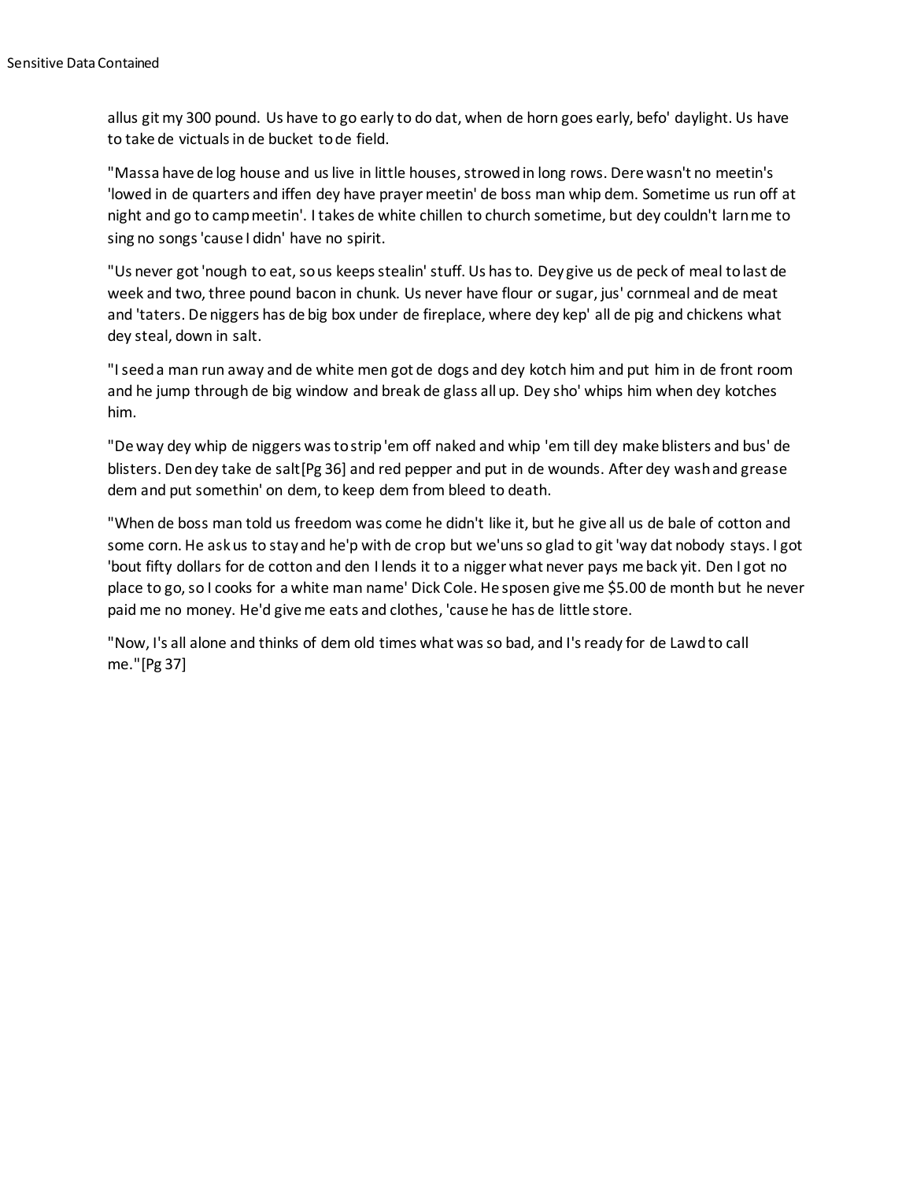allus git my 300 pound. Us have to go early to do dat, when de horn goes early, befo' daylight. Us have to take de victuals in de bucket to de field.

"Massa have de log house and us live in little houses, strowed in long rows. Dere wasn't no meetin's 'lowed in de quarters and iffen dey have prayer meetin' de boss man whip dem. Sometime us run off at night and go to camp meetin'. I takes de white chillen to church sometime, but dey couldn't larn me to sing no songs 'cause I didn' have no spirit.

"Us never got 'nough to eat, so us keeps stealin' stuff. Us has to. Dey give us de peck of meal to last de week and two, three pound bacon in chunk. Us never have flour or sugar, jus' cornmeal and de meat and 'taters. De niggers has de big box under de fireplace, where dey kep' all de pig and chickens what dey steal, down in salt.

"I seed a man run away and de white men got de dogs and dey kotch him and put him in de front room and he jump through de big window and break de glass all up. Dey sho' whips him when dey kotches him.

"De way dey whip de niggers was to strip 'em off naked and whip 'em till dey make blisters and bus' de blisters. Den dey take de salt[Pg 36] and red pepper and put in de wounds. After dey wash and grease dem and put somethin' on dem, to keep dem from bleed to death.

"When de boss man told us freedom was come he didn't like it, but he give all us de bale of cotton and some corn. He ask us to stay and he'p with de crop but we'uns so glad to git 'way dat nobody stays. I got 'bout fifty dollars for de cotton and den I lends it to a nigger what never pays me back yit. Den I got no place to go, so I cooks for a white man name' Dick Cole. He sposen give me $5.00 de month but he never paid me no money. He'd give me eats and clothes, 'cause he has de little store.

"Now, I's all alone and thinks of dem old times what was so bad, and I's ready for de Lawd to call me."[Pg 37]